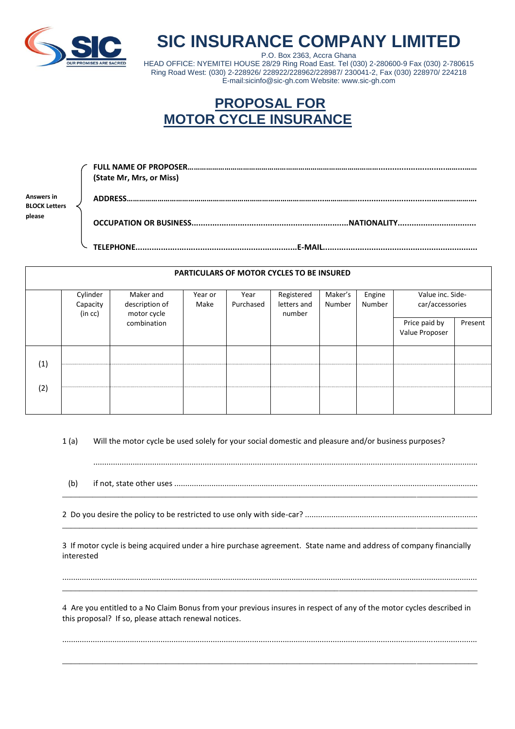# SIC INSURANCE COMPANY LIMITED

P.O. Box 2363, Accra Ghana
HEAD OFFICE: NYEMITEI HOUSE 28/29 Ring Road East. Tel (030) 2-280600-9 Fax (030) 2-780615
Ring Road West: (030) 2-228926/ 228922/228962/228987/ 230041-2, Fax (030) 228970/ 224218
E-mail:sicinfo@sic-gh.com Website: www.sic-gh.com

## PROPOSAL FOR MOTOR CYCLE INSURANCE

**Answers in BLOCK Letters please**

**FULL NAME OF PROPOSER**..................................................................................................................
**(State Mr, Mrs, or Miss)**

**ADDRESS**..................................................................................................................

**OCCUPATION OR BUSINESS**..................................................................**NATIONALITY**.................................

**TELEPHONE**.....................................................................**E-MAIL**..................................................................

| **PARTICULARS OF MOTOR CYCLES TO BE INSURED** | | | | | | | | | |
|---|---|---|---|---|---|---|---|---|---|
| | Cylinder Capacity (in cc) | Maker and description of motor cycle combination | Year or Make | Year Purchased | Registered letters and number | Maker's Number | Engine Number | Value inc. Side-car/accessories | |
| | | | | | | | | Price paid by Value Proposer | Present |
| (1) | | | | | | | | | |
| (2) | | | | | | | | | |

1 (a) Will the motor cycle be used solely for your social domestic and pleasure and/or business purposes?

..................................................................................................................

(b) if not, state other uses ..................................................................................................................

2 Do you desire the policy to be restricted to use only with side-car? ..................................................................

3 If motor cycle is being acquired under a hire purchase agreement. State name and address of company financially interested

..................................................................................................................

4 Are you entitled to a No Claim Bonus from your previous insures in respect of any of the motor cycles described in this proposal? If so, please attach renewal notices.

..................................................................................................................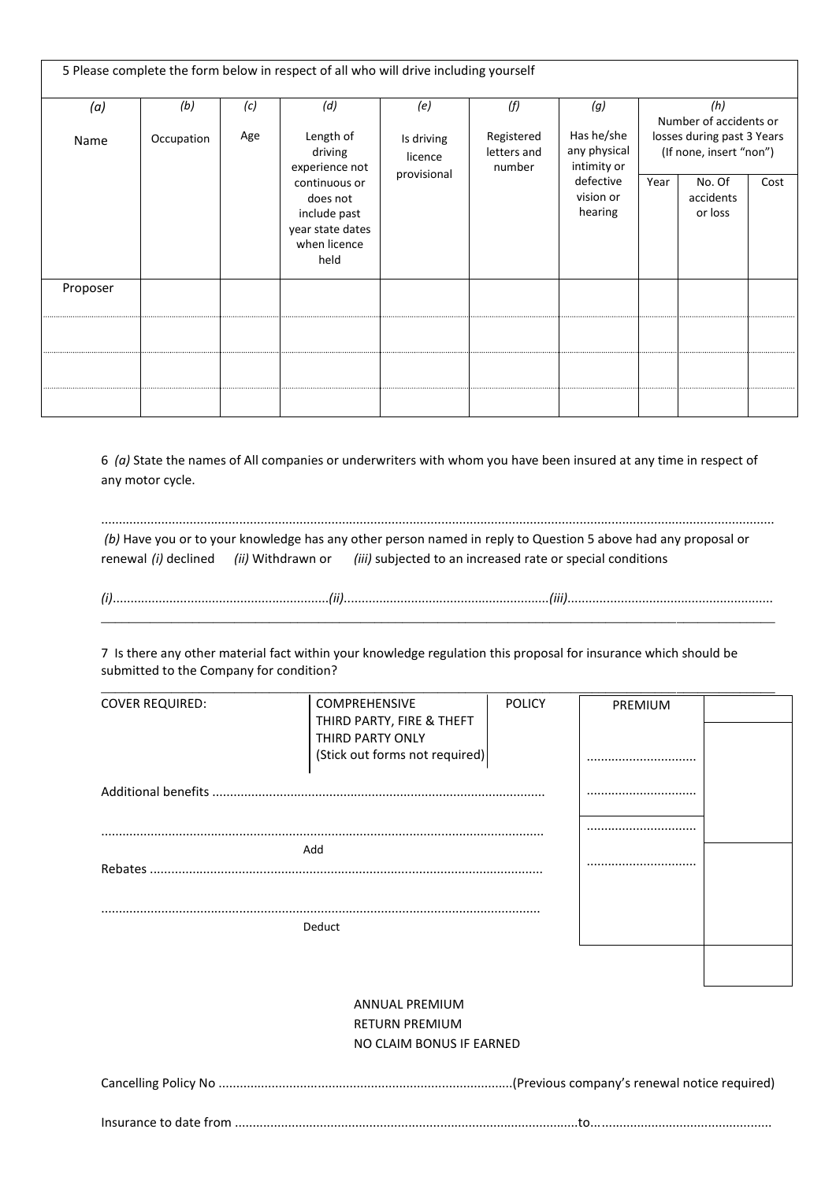5 Please complete the form below in respect of all who will drive including yourself

| (a) Name | (b) Occupation | (c) Age | (d) Length of driving experience not continuous or does not include past year state dates when licence held | (e) Is driving licence provisional | (f) Registered letters and number | (g) Has he/she any physical intimity or defective vision or hearing | (h) Number of accidents or losses during past 3 Years (If none, insert "non") | | |
|---|---|---|---|---|---|---|---|---|---|
| | | | | | | | Year | No. Of accidents or loss | Cost |
| Proposer | | | | | | | | | |
| | | | | | | | | | |
| | | | | | | | | | |
| | | | | | | | | | |

6 *(a)* State the names of All companies or underwriters with whom you have been insured at any time in respect of any motor cycle.

.......................................................................................................................................................................

*(b)* Have you or to your knowledge has any other person named in reply to Question 5 above had any proposal or renewal *(i)* declined *(ii)* Withdrawn or *(iii)* subjected to an increased rate or special conditions

*(i)*............................................................*(ii)*.........................................................*(iii)*.........................................................

7 Is there any other material fact within your knowledge regulation this proposal for insurance which should be submitted to the Company for condition?

COVER REQUIRED: COMPREHENSIVE / THIRD PARTY, FIRE & THEFT / THIRD PARTY ONLY (Stick out forms not required) POLICY

PREMIUM ..............................

Additional benefits ............................................................................................. ..............................

........................................................................................................................... ..............................

Add

Rebates ............................................................................................................. ..............................

...........................................................................................................................

Deduct

ANNUAL PREMIUM
RETURN PREMIUM
NO CLAIM BONUS IF EARNED

Cancelling Policy No .................................................................................(Previous company's renewal notice required)

Insurance to date from ................................................................................................to.................................................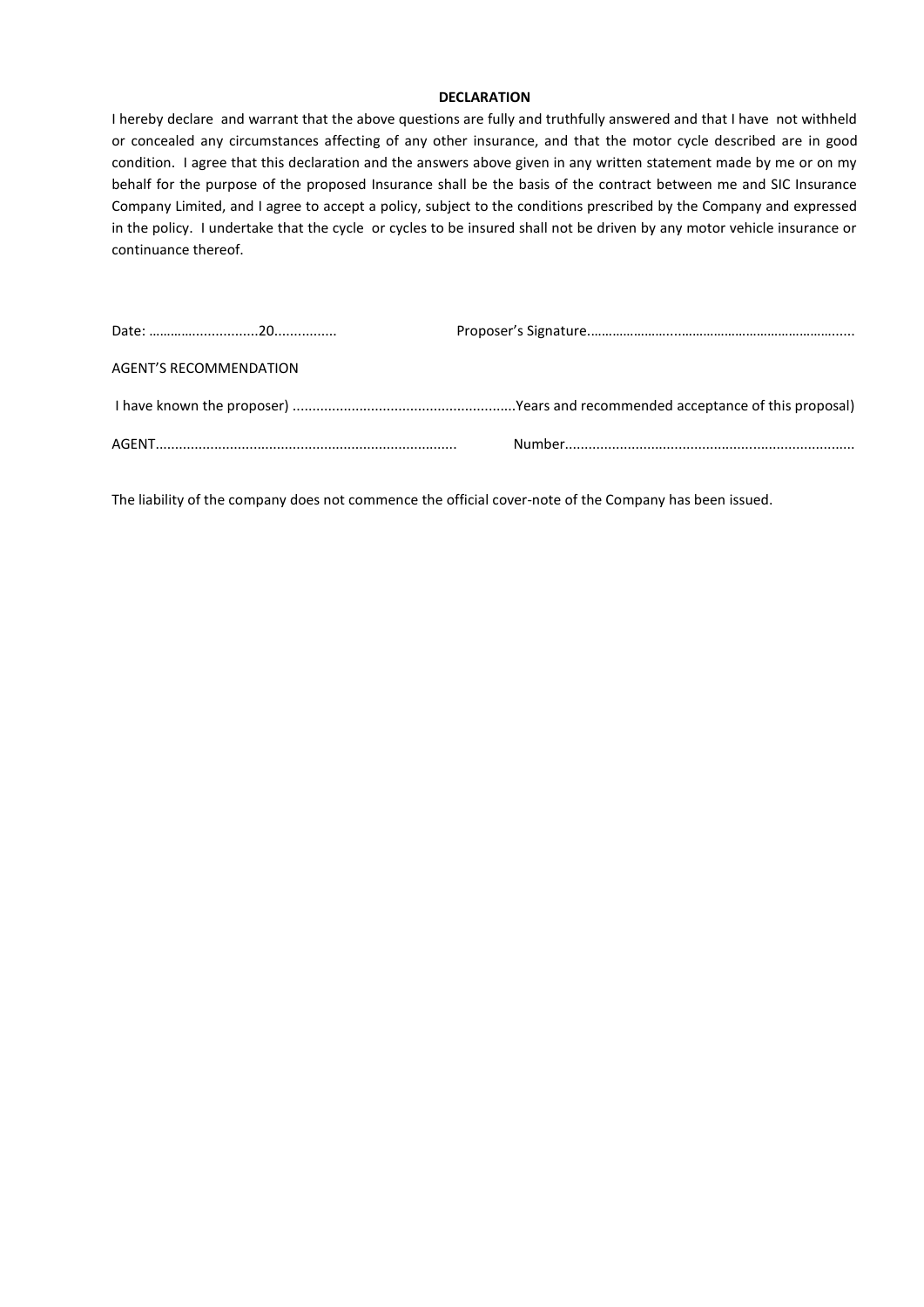**DECLARATION**

I hereby declare and warrant that the above questions are fully and truthfully answered and that I have not withheld or concealed any circumstances affecting of any other insurance, and that the motor cycle described are in good condition. I agree that this declaration and the answers above given in any written statement made by me or on my behalf for the purpose of the proposed Insurance shall be the basis of the contract between me and SIC Insurance Company Limited, and I agree to accept a policy, subject to the conditions prescribed by the Company and expressed in the policy. I undertake that the cycle or cycles to be insured shall not be driven by any motor vehicle insurance or continuance thereof.

Date: ……….…..............20................ Proposer's Signature…………………...………………………………….......

AGENT'S RECOMMENDATION

I have known the proposer) .........................................................Years and recommended acceptance of this proposal)

AGENT............................................................................ Number..........................................................................

The liability of the company does not commence the official cover-note of the Company has been issued.